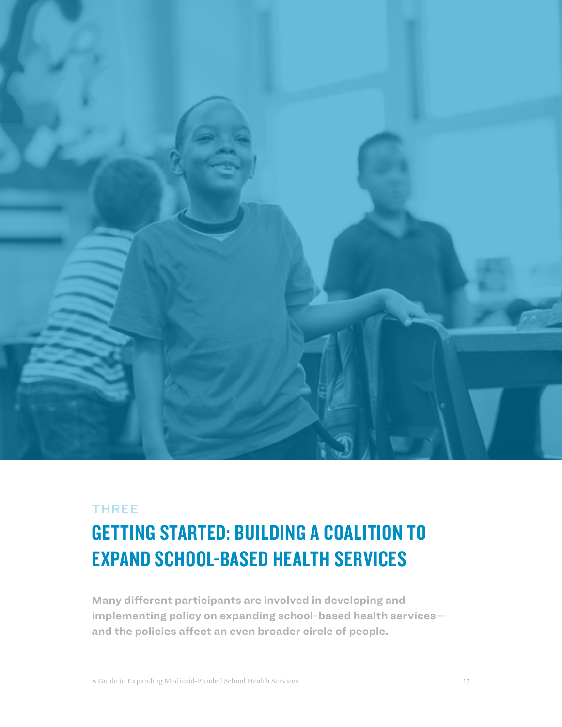THREE

# GETTING STARTED: BUILDING A COALITION TO EXPAND SCHOOL-BASED HEALTH SERVICES

**Many different participants are involved in developing and implementing policy on expanding school-based health services—and the policies affect an even broader circle of people.**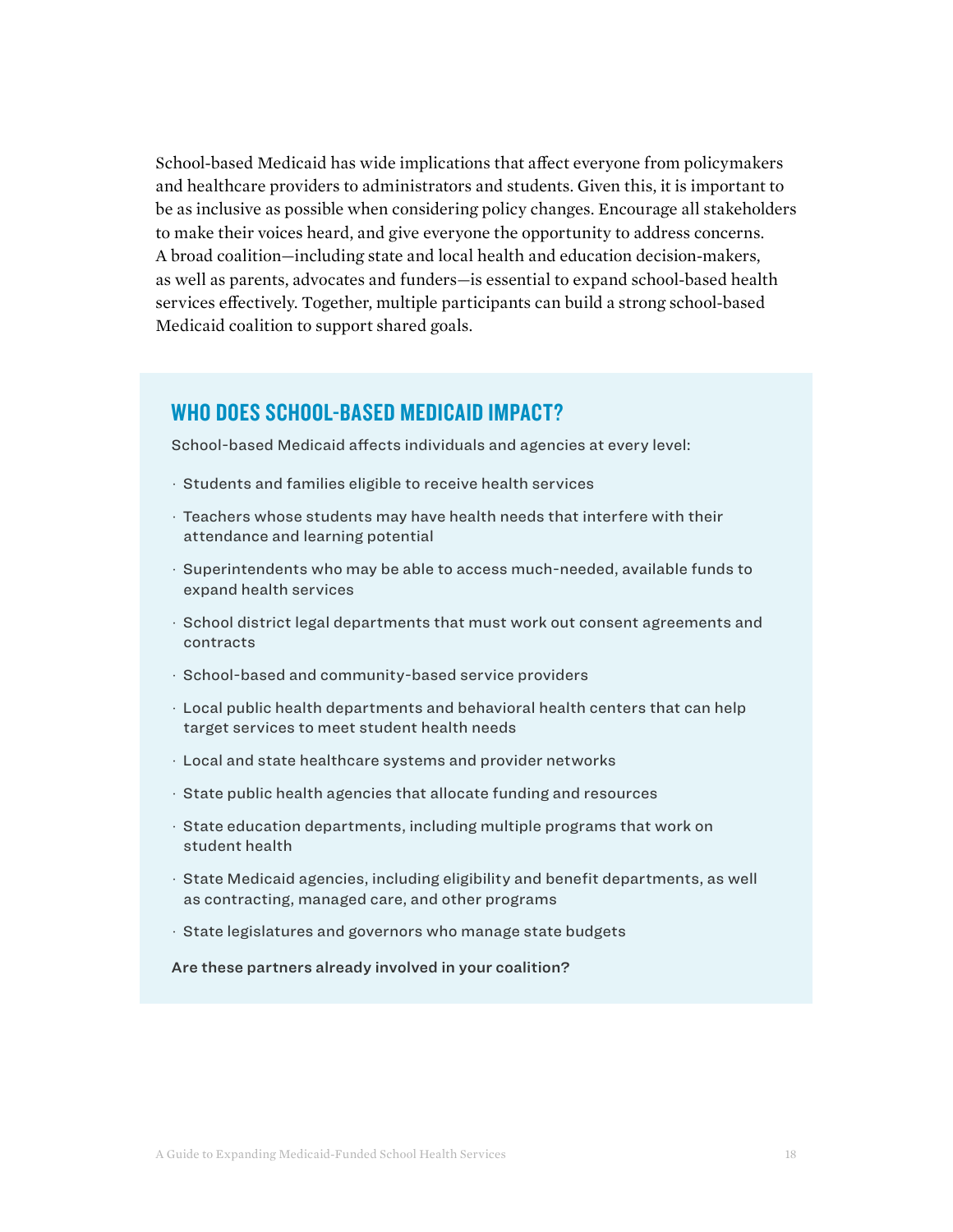School-based Medicaid has wide implications that affect everyone from policymakers and healthcare providers to administrators and students. Given this, it is important to be as inclusive as possible when considering policy changes. Encourage all stakeholders to make their voices heard, and give everyone the opportunity to address concerns. A broad coalition—including state and local health and education decision-makers, as well as parents, advocates and funders—is essential to expand school-based health services effectively. Together, multiple participants can build a strong school-based Medicaid coalition to support shared goals.

## WHO DOES SCHOOL-BASED MEDICAID IMPACT?

School-based Medicaid affects individuals and agencies at every level:

- Students and families eligible to receive health services
- Teachers whose students may have health needs that interfere with their attendance and learning potential
- Superintendents who may be able to access much-needed, available funds to expand health services
- School district legal departments that must work out consent agreements and contracts
- School-based and community-based service providers
- Local public health departments and behavioral health centers that can help target services to meet student health needs
- Local and state healthcare systems and provider networks
- State public health agencies that allocate funding and resources
- State education departments, including multiple programs that work on student health
- State Medicaid agencies, including eligibility and benefit departments, as well as contracting, managed care, and other programs
- State legislatures and governors who manage state budgets

**Are these partners already involved in your coalition?**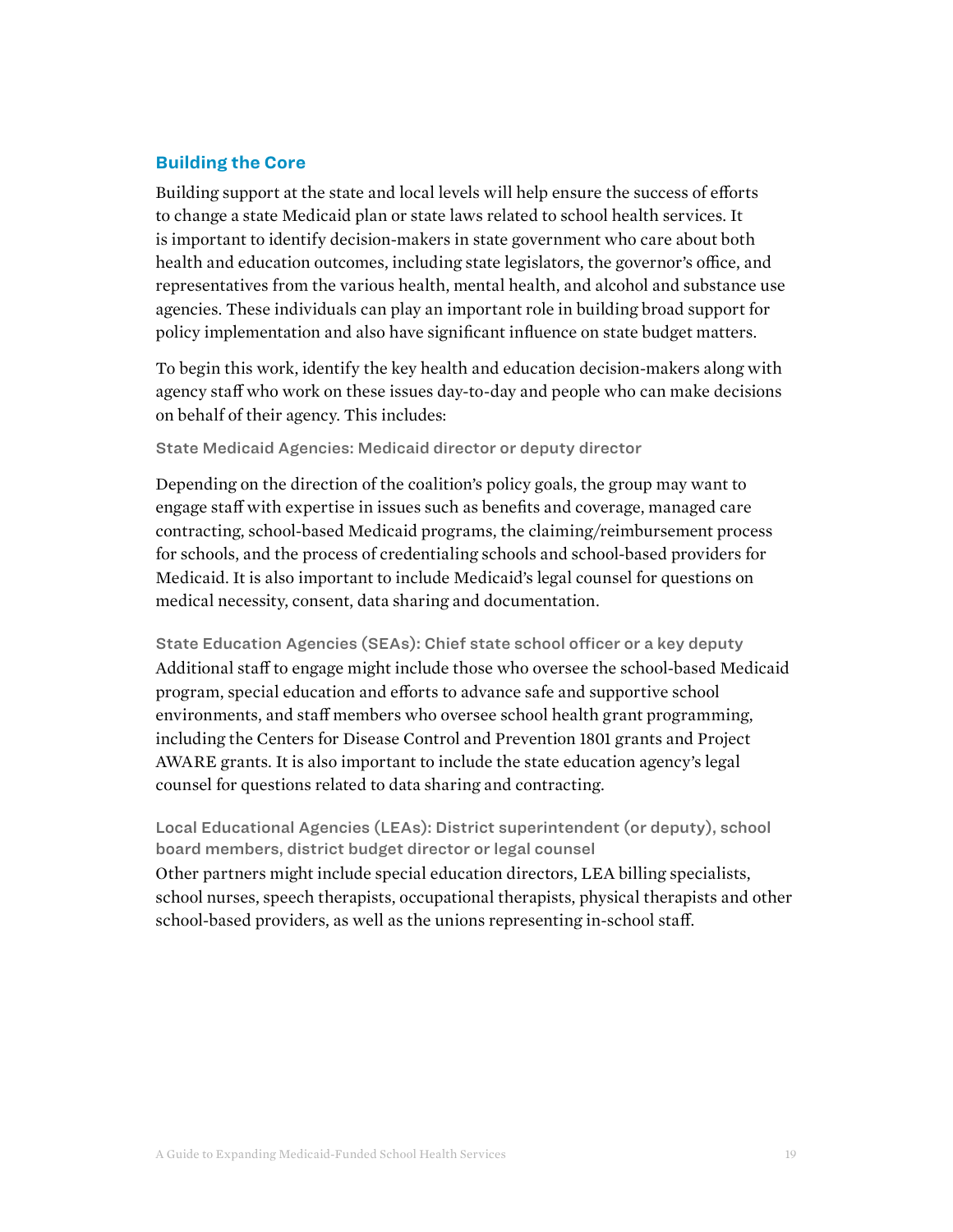## Building the Core

Building support at the state and local levels will help ensure the success of efforts to change a state Medicaid plan or state laws related to school health services. It is important to identify decision-makers in state government who care about both health and education outcomes, including state legislators, the governor's office, and representatives from the various health, mental health, and alcohol and substance use agencies. These individuals can play an important role in building broad support for policy implementation and also have significant influence on state budget matters.

To begin this work, identify the key health and education decision-makers along with agency staff who work on these issues day-to-day and people who can make decisions on behalf of their agency. This includes:

#### State Medicaid Agencies: Medicaid director or deputy director

Depending on the direction of the coalition's policy goals, the group may want to engage staff with expertise in issues such as benefits and coverage, managed care contracting, school-based Medicaid programs, the claiming/reimbursement process for schools, and the process of credentialing schools and school-based providers for Medicaid. It is also important to include Medicaid's legal counsel for questions on medical necessity, consent, data sharing and documentation.

#### State Education Agencies (SEAs): Chief state school officer or a key deputy

Additional staff to engage might include those who oversee the school-based Medicaid program, special education and efforts to advance safe and supportive school environments, and staff members who oversee school health grant programming, including the Centers for Disease Control and Prevention 1801 grants and Project AWARE grants. It is also important to include the state education agency's legal counsel for questions related to data sharing and contracting.

#### Local Educational Agencies (LEAs): District superintendent (or deputy), school board members, district budget director or legal counsel

Other partners might include special education directors, LEA billing specialists, school nurses, speech therapists, occupational therapists, physical therapists and other school-based providers, as well as the unions representing in-school staff.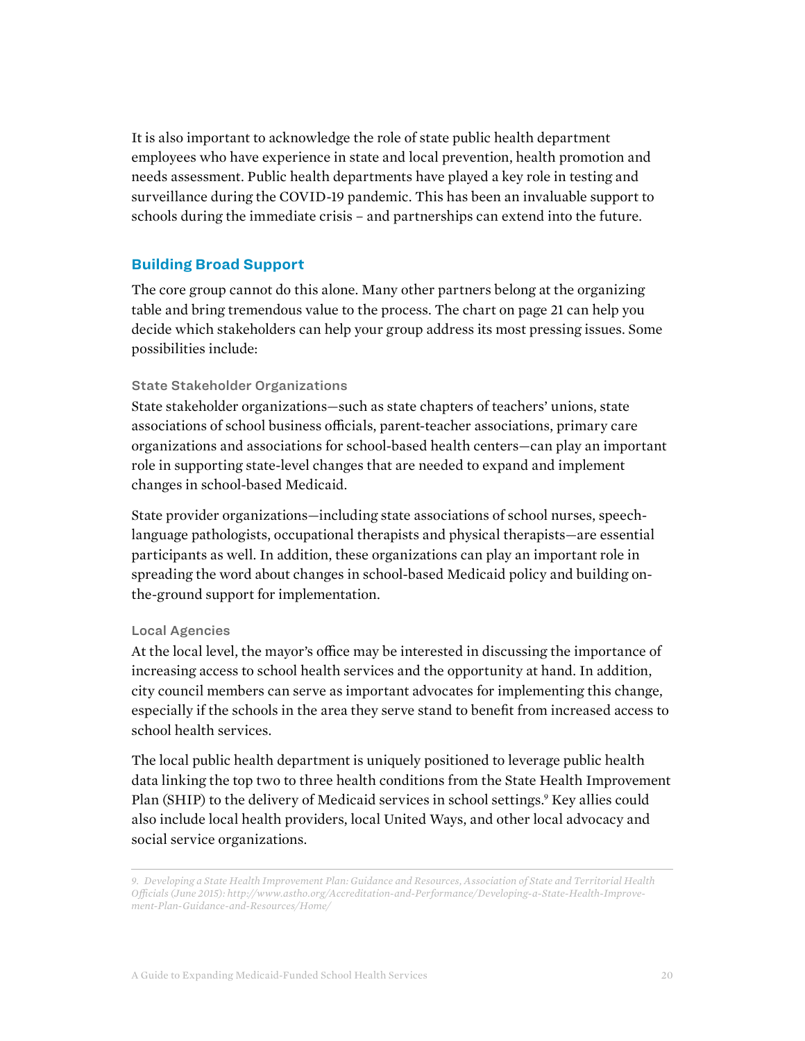It is also important to acknowledge the role of state public health department employees who have experience in state and local prevention, health promotion and needs assessment. Public health departments have played a key role in testing and surveillance during the COVID-19 pandemic. This has been an invaluable support to schools during the immediate crisis – and partnerships can extend into the future.

## Building Broad Support

The core group cannot do this alone. Many other partners belong at the organizing table and bring tremendous value to the process. The chart on page 21 can help you decide which stakeholders can help your group address its most pressing issues. Some possibilities include:

### State Stakeholder Organizations

State stakeholder organizations—such as state chapters of teachers' unions, state associations of school business officials, parent-teacher associations, primary care organizations and associations for school-based health centers—can play an important role in supporting state-level changes that are needed to expand and implement changes in school-based Medicaid.

State provider organizations—including state associations of school nurses, speech-language pathologists, occupational therapists and physical therapists—are essential participants as well. In addition, these organizations can play an important role in spreading the word about changes in school-based Medicaid policy and building on-the-ground support for implementation.

### Local Agencies

At the local level, the mayor's office may be interested in discussing the importance of increasing access to school health services and the opportunity at hand. In addition, city council members can serve as important advocates for implementing this change, especially if the schools in the area they serve stand to benefit from increased access to school health services.

The local public health department is uniquely positioned to leverage public health data linking the top two to three health conditions from the State Health Improvement Plan (SHIP) to the delivery of Medicaid services in school settings.[9] Key allies could also include local health providers, local United Ways, and other local advocacy and social service organizations.

---

9. *Developing a State Health Improvement Plan: Guidance and Resources, Association of State and Territorial Health Officials (June 2015): http://www.astho.org/Accreditation-and-Performance/Developing-a-State-Health-Improvement-Plan-Guidance-and-Resources/Home/*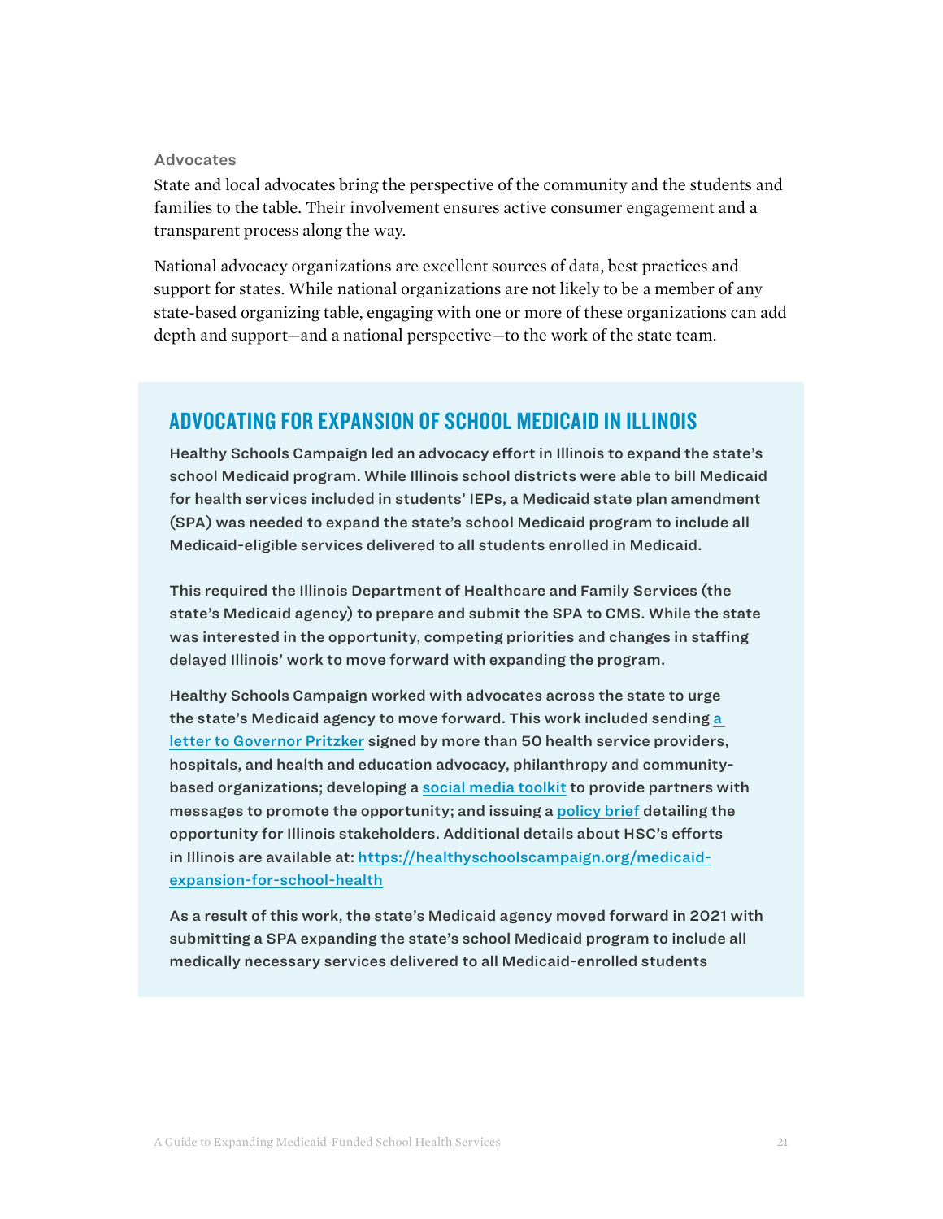### Advocates

State and local advocates bring the perspective of the community and the students and families to the table. Their involvement ensures active consumer engagement and a transparent process along the way.

National advocacy organizations are excellent sources of data, best practices and support for states. While national organizations are not likely to be a member of any state-based organizing table, engaging with one or more of these organizations can add depth and support—and a national perspective—to the work of the state team.

## ADVOCATING FOR EXPANSION OF SCHOOL MEDICAID IN ILLINOIS

**Healthy Schools Campaign led an advocacy effort in Illinois to expand the state's school Medicaid program. While Illinois school districts were able to bill Medicaid for health services included in students' IEPs, a Medicaid state plan amendment (SPA) was needed to expand the state's school Medicaid program to include all Medicaid-eligible services delivered to all students enrolled in Medicaid.**

**This required the Illinois Department of Healthcare and Family Services (the state's Medicaid agency) to prepare and submit the SPA to CMS. While the state was interested in the opportunity, competing priorities and changes in staffing delayed Illinois' work to move forward with expanding the program.**

**Healthy Schools Campaign worked with advocates across the state to urge the state's Medicaid agency to move forward. This work included sending a letter to Governor Pritzker signed by more than 50 health service providers, hospitals, and health and education advocacy, philanthropy and community-based organizations; developing a social media toolkit to provide partners with messages to promote the opportunity; and issuing a policy brief detailing the opportunity for Illinois stakeholders. Additional details about HSC's efforts in Illinois are available at: https://healthyschoolscampaign.org/medicaid-expansion-for-school-health**

**As a result of this work, the state's Medicaid agency moved forward in 2021 with submitting a SPA expanding the state's school Medicaid program to include all medically necessary services delivered to all Medicaid-enrolled students**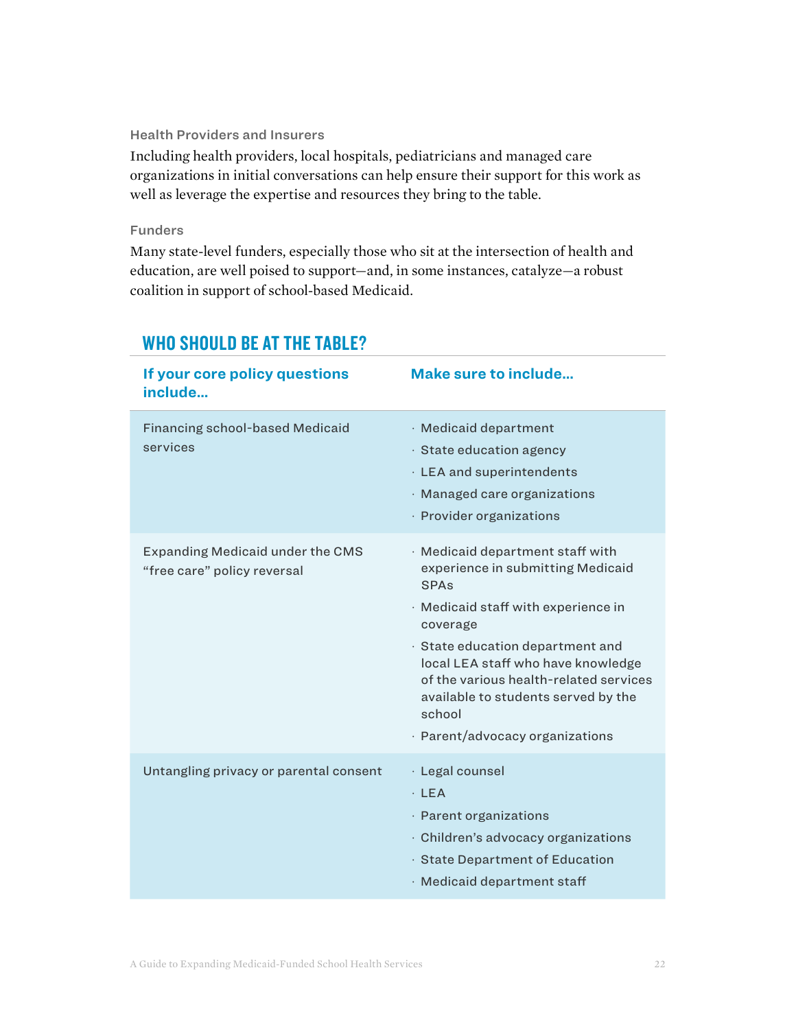### Health Providers and Insurers

Including health providers, local hospitals, pediatricians and managed care organizations in initial conversations can help ensure their support for this work as well as leverage the expertise and resources they bring to the table.

### Funders

Many state-level funders, especially those who sit at the intersection of health and education, are well poised to support—and, in some instances, catalyze—a robust coalition in support of school-based Medicaid.

## WHO SHOULD BE AT THE TABLE?

| If your core policy questions include... | Make sure to include... |
|---|---|
| Financing school-based Medicaid services | · Medicaid department<br>· State education agency<br>· LEA and superintendents<br>· Managed care organizations<br>· Provider organizations |
| Expanding Medicaid under the CMS "free care" policy reversal | · Medicaid department staff with experience in submitting Medicaid SPAs<br>· Medicaid staff with experience in coverage<br>· State education department and local LEA staff who have knowledge of the various health-related services available to students served by the school<br>· Parent/advocacy organizations |
| Untangling privacy or parental consent | · Legal counsel<br>· LEA<br>· Parent organizations<br>· Children's advocacy organizations<br>· State Department of Education<br>· Medicaid department staff |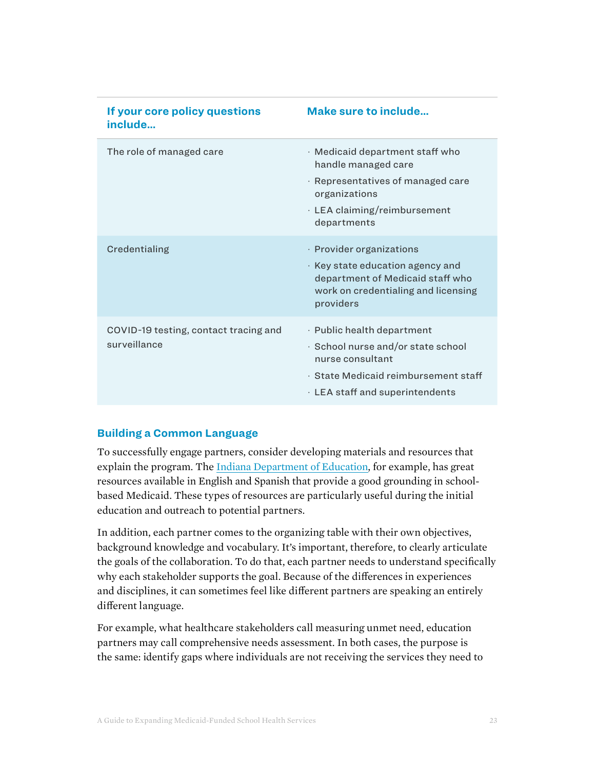| If your core policy questions include... | Make sure to include... |
| --- | --- |
| The role of managed care | · Medicaid department staff who handle managed care<br>· Representatives of managed care organizations<br>· LEA claiming/reimbursement departments |
| Credentialing | · Provider organizations<br>· Key state education agency and department of Medicaid staff who work on credentialing and licensing providers |
| COVID-19 testing, contact tracing and surveillance | · Public health department<br>· School nurse and/or state school nurse consultant<br>· State Medicaid reimbursement staff<br>· LEA staff and superintendents |

### Building a Common Language

To successfully engage partners, consider developing materials and resources that explain the program. The Indiana Department of Education, for example, has great resources available in English and Spanish that provide a good grounding in school-based Medicaid. These types of resources are particularly useful during the initial education and outreach to potential partners.

In addition, each partner comes to the organizing table with their own objectives, background knowledge and vocabulary. It's important, therefore, to clearly articulate the goals of the collaboration. To do that, each partner needs to understand specifically why each stakeholder supports the goal. Because of the differences in experiences and disciplines, it can sometimes feel like different partners are speaking an entirely different language.

For example, what healthcare stakeholders call measuring unmet need, education partners may call comprehensive needs assessment. In both cases, the purpose is the same: identify gaps where individuals are not receiving the services they need to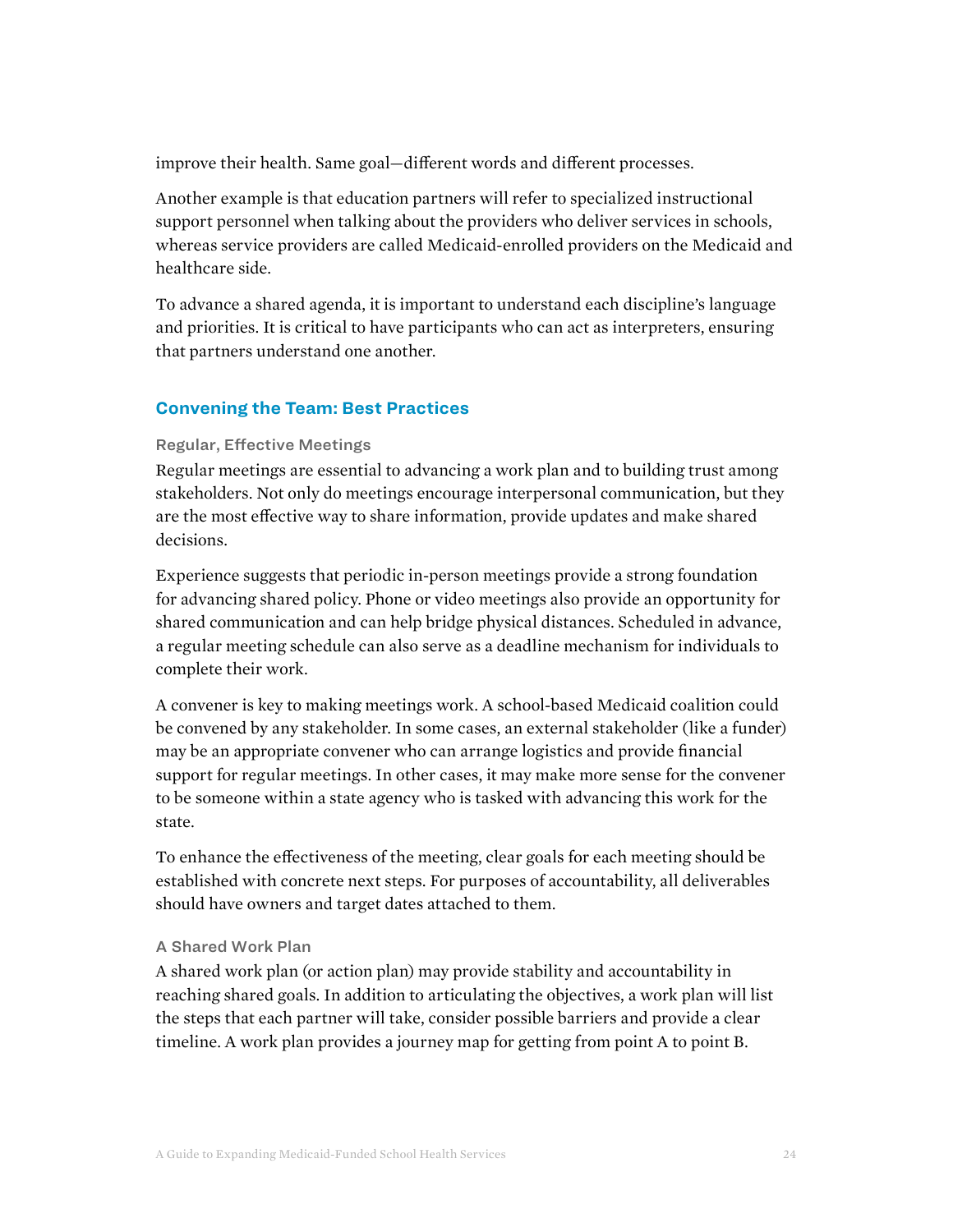improve their health. Same goal—different words and different processes.

Another example is that education partners will refer to specialized instructional support personnel when talking about the providers who deliver services in schools, whereas service providers are called Medicaid-enrolled providers on the Medicaid and healthcare side.

To advance a shared agenda, it is important to understand each discipline's language and priorities. It is critical to have participants who can act as interpreters, ensuring that partners understand one another.

## Convening the Team: Best Practices

### Regular, Effective Meetings

Regular meetings are essential to advancing a work plan and to building trust among stakeholders. Not only do meetings encourage interpersonal communication, but they are the most effective way to share information, provide updates and make shared decisions.

Experience suggests that periodic in-person meetings provide a strong foundation for advancing shared policy. Phone or video meetings also provide an opportunity for shared communication and can help bridge physical distances. Scheduled in advance, a regular meeting schedule can also serve as a deadline mechanism for individuals to complete their work.

A convener is key to making meetings work. A school-based Medicaid coalition could be convened by any stakeholder. In some cases, an external stakeholder (like a funder) may be an appropriate convener who can arrange logistics and provide financial support for regular meetings. In other cases, it may make more sense for the convener to be someone within a state agency who is tasked with advancing this work for the state.

To enhance the effectiveness of the meeting, clear goals for each meeting should be established with concrete next steps. For purposes of accountability, all deliverables should have owners and target dates attached to them.

### A Shared Work Plan

A shared work plan (or action plan) may provide stability and accountability in reaching shared goals. In addition to articulating the objectives, a work plan will list the steps that each partner will take, consider possible barriers and provide a clear timeline. A work plan provides a journey map for getting from point A to point B.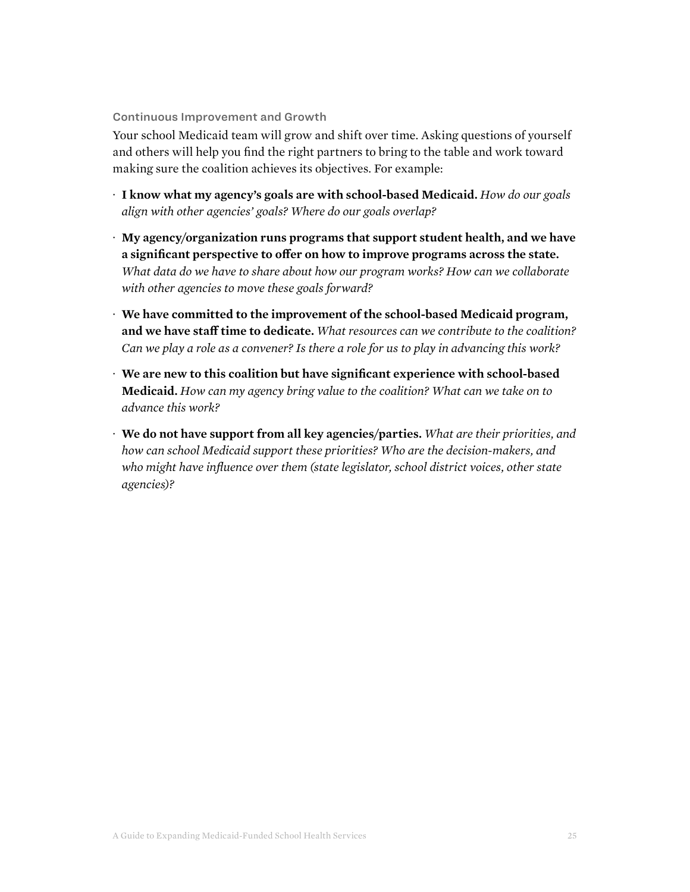### Continuous Improvement and Growth

Your school Medicaid team will grow and shift over time. Asking questions of yourself and others will help you find the right partners to bring to the table and work toward making sure the coalition achieves its objectives. For example:

- **I know what my agency's goals are with school-based Medicaid.** *How do our goals align with other agencies' goals? Where do our goals overlap?*
- **My agency/organization runs programs that support student health, and we have a significant perspective to offer on how to improve programs across the state.** *What data do we have to share about how our program works? How can we collaborate with other agencies to move these goals forward?*
- **We have committed to the improvement of the school-based Medicaid program, and we have staff time to dedicate.** *What resources can we contribute to the coalition? Can we play a role as a convener? Is there a role for us to play in advancing this work?*
- **We are new to this coalition but have significant experience with school-based Medicaid.** *How can my agency bring value to the coalition? What can we take on to advance this work?*
- **We do not have support from all key agencies/parties.** *What are their priorities, and how can school Medicaid support these priorities? Who are the decision-makers, and who might have influence over them (state legislator, school district voices, other state agencies)?*